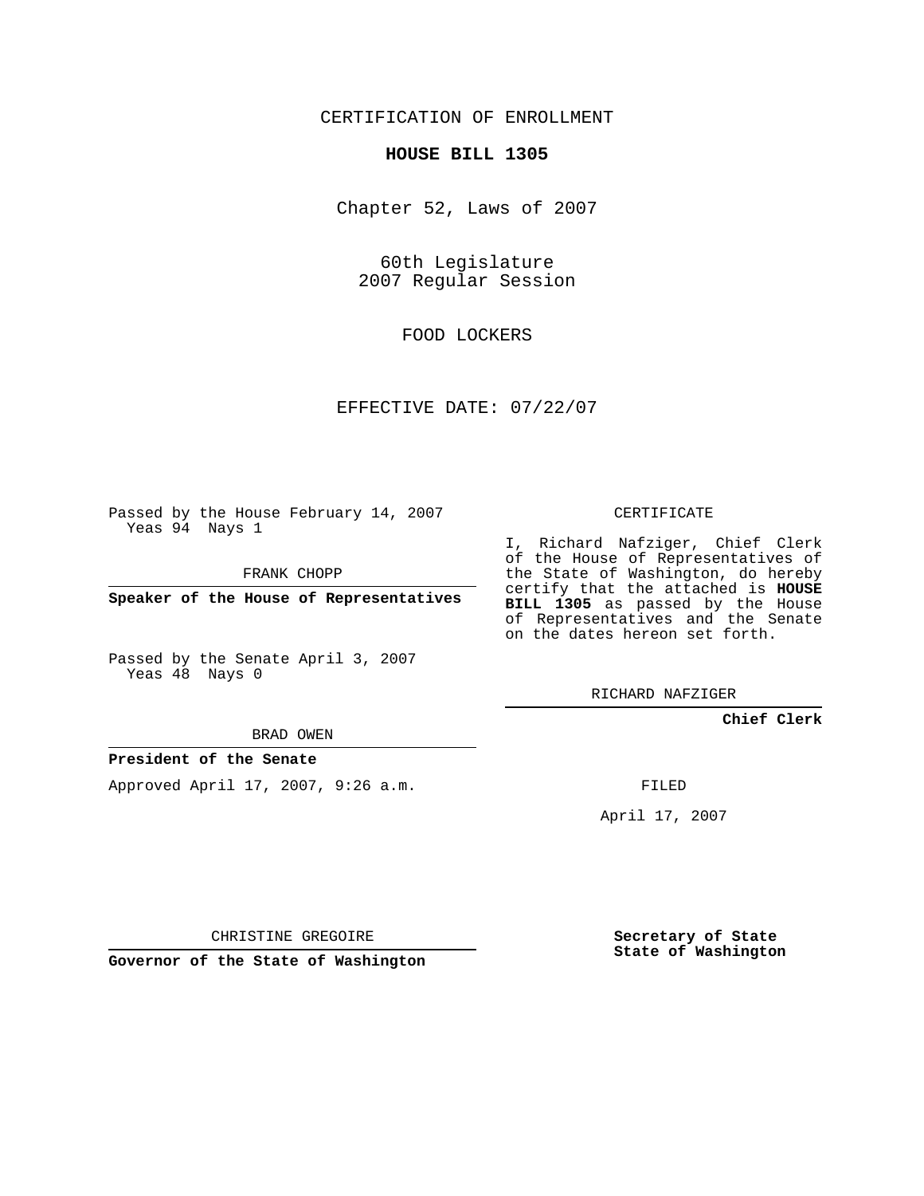CERTIFICATION OF ENROLLMENT

**HOUSE BILL 1305**

Chapter 52, Laws of 2007

60th Legislature
2007 Regular Session

FOOD LOCKERS

EFFECTIVE DATE: 07/22/07

Passed by the House February 14, 2007
Yeas 94 Nays 1

FRANK CHOPP

**Speaker of the House of Representatives**

Passed by the Senate April 3, 2007
Yeas 48 Nays 0

BRAD OWEN

**President of the Senate**

Approved April 17, 2007, 9:26 a.m.

CHRISTINE GREGOIRE

**Governor of the State of Washington**

CERTIFICATE

I, Richard Nafziger, Chief Clerk of the House of Representatives of the State of Washington, do hereby certify that the attached is **HOUSE BILL 1305** as passed by the House of Representatives and the Senate on the dates hereon set forth.

RICHARD NAFZIGER

**Chief Clerk**

FILED

April 17, 2007

**Secretary of State**
**State of Washington**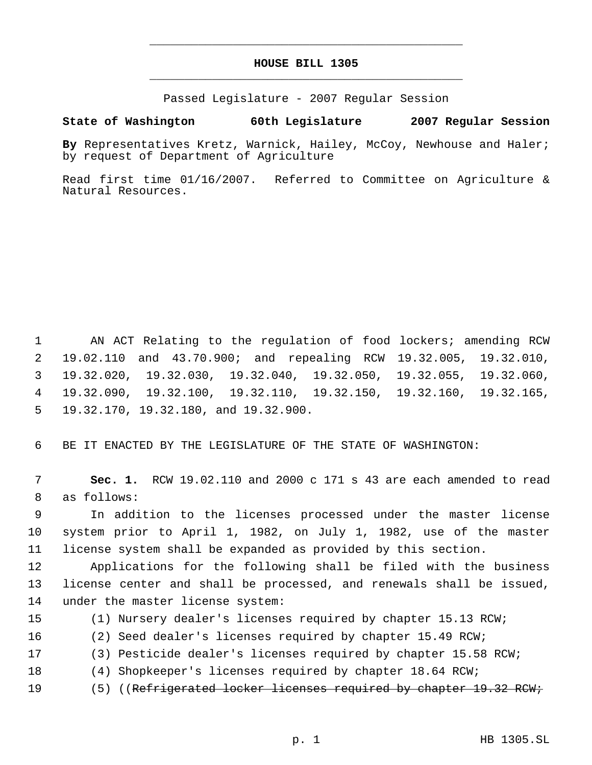# HOUSE BILL 1305

Passed Legislature - 2007 Regular Session

**State of Washington 60th Legislature 2007 Regular Session**

**By** Representatives Kretz, Warnick, Hailey, McCoy, Newhouse and Haler; by request of Department of Agriculture

Read first time 01/16/2007. Referred to Committee on Agriculture & Natural Resources.

AN ACT Relating to the regulation of food lockers; amending RCW 19.02.110 and 43.70.900; and repealing RCW 19.32.005, 19.32.010, 19.32.020, 19.32.030, 19.32.040, 19.32.050, 19.32.055, 19.32.060, 19.32.090, 19.32.100, 19.32.110, 19.32.150, 19.32.160, 19.32.165, 19.32.170, 19.32.180, and 19.32.900.

BE IT ENACTED BY THE LEGISLATURE OF THE STATE OF WASHINGTON:

**Sec. 1.** RCW 19.02.110 and 2000 c 171 s 43 are each amended to read as follows:

In addition to the licenses processed under the master license system prior to April 1, 1982, on July 1, 1982, use of the master license system shall be expanded as provided by this section.

Applications for the following shall be filed with the business license center and shall be processed, and renewals shall be issued, under the master license system:

(1) Nursery dealer's licenses required by chapter 15.13 RCW;

(2) Seed dealer's licenses required by chapter 15.49 RCW;

(3) Pesticide dealer's licenses required by chapter 15.58 RCW;

(4) Shopkeeper's licenses required by chapter 18.64 RCW;

(5) ((~~Refrigerated locker licenses required by chapter 19.32 RCW;~~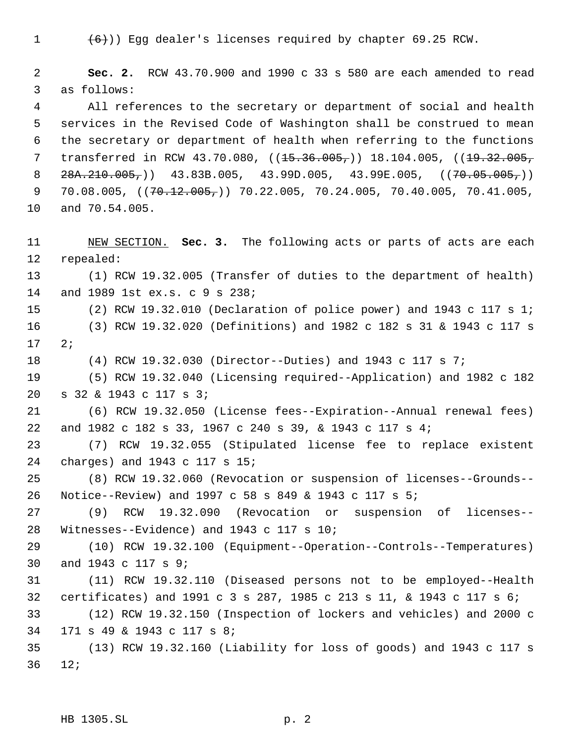(~~(6)~~)) Egg dealer's licenses required by chapter 69.25 RCW.

**Sec. 2.** RCW 43.70.900 and 1990 c 33 s 580 are each amended to read as follows:

All references to the secretary or department of social and health services in the Revised Code of Washington shall be construed to mean the secretary or department of health when referring to the functions transferred in RCW 43.70.080, ((~~15.36.005,~~)) 18.104.005, ((~~19.32.005, 28A.210.005,~~)) 43.83B.005, 43.99D.005, 43.99E.005, ((~~70.05.005,~~)) 70.08.005, ((~~70.12.005,~~)) 70.22.005, 70.24.005, 70.40.005, 70.41.005, and 70.54.005.

NEW SECTION. **Sec. 3.** The following acts or parts of acts are each repealed:

(1) RCW 19.32.005 (Transfer of duties to the department of health) and 1989 1st ex.s. c 9 s 238;

(2) RCW 19.32.010 (Declaration of police power) and 1943 c 117 s 1;

(3) RCW 19.32.020 (Definitions) and 1982 c 182 s 31 & 1943 c 117 s 2;

(4) RCW 19.32.030 (Director--Duties) and 1943 c 117 s 7;

(5) RCW 19.32.040 (Licensing required--Application) and 1982 c 182 s 32 & 1943 c 117 s 3;

(6) RCW 19.32.050 (License fees--Expiration--Annual renewal fees) and 1982 c 182 s 33, 1967 c 240 s 39, & 1943 c 117 s 4;

(7) RCW 19.32.055 (Stipulated license fee to replace existent charges) and 1943 c 117 s 15;

(8) RCW 19.32.060 (Revocation or suspension of licenses--Grounds--Notice--Review) and 1997 c 58 s 849 & 1943 c 117 s 5;

(9) RCW 19.32.090 (Revocation or suspension of licenses--Witnesses--Evidence) and 1943 c 117 s 10;

(10) RCW 19.32.100 (Equipment--Operation--Controls--Temperatures) and 1943 c 117 s 9;

(11) RCW 19.32.110 (Diseased persons not to be employed--Health certificates) and 1991 c 3 s 287, 1985 c 213 s 11, & 1943 c 117 s 6;

(12) RCW 19.32.150 (Inspection of lockers and vehicles) and 2000 c 171 s 49 & 1943 c 117 s 8;

(13) RCW 19.32.160 (Liability for loss of goods) and 1943 c 117 s 12;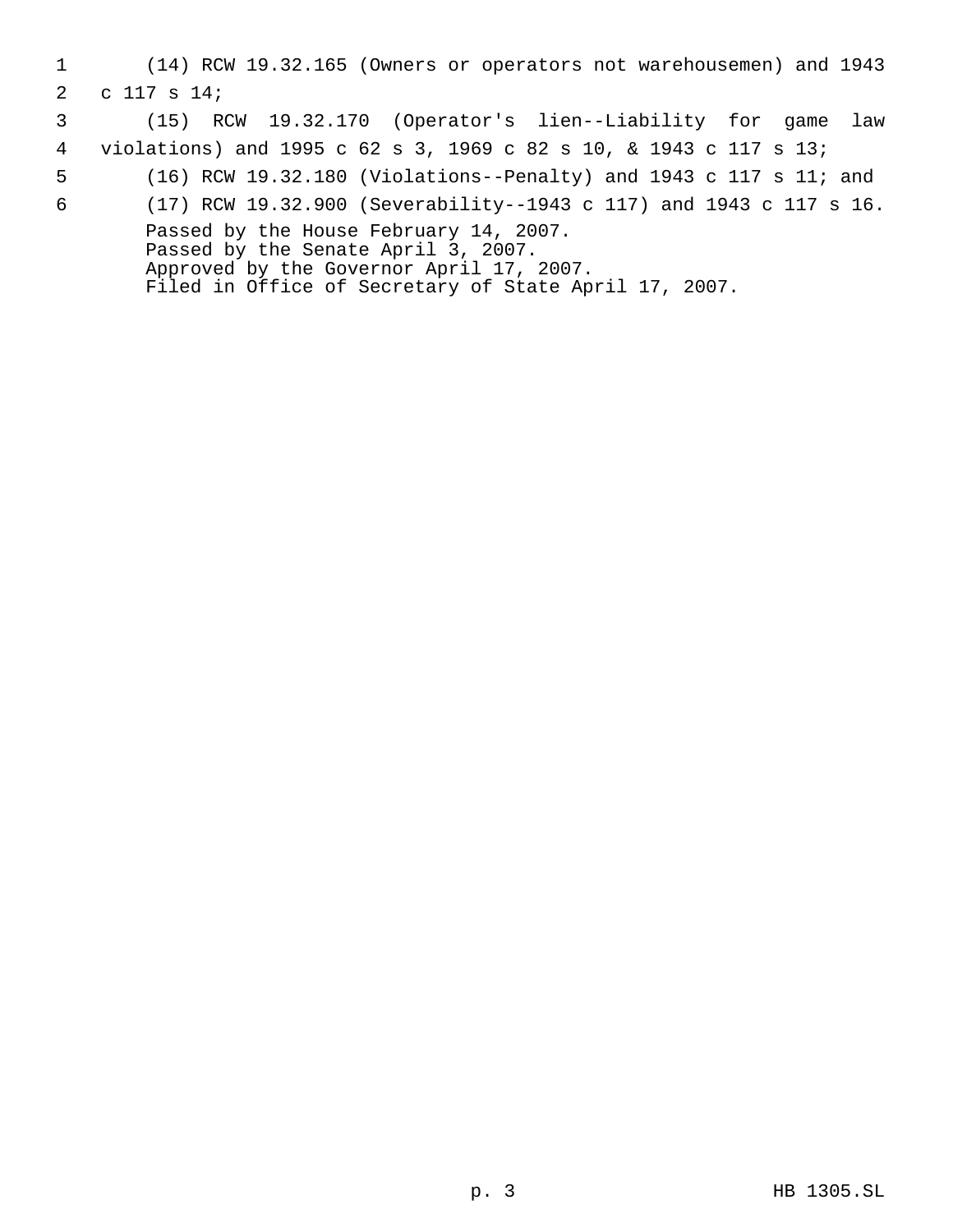(14) RCW 19.32.165 (Owners or operators not warehousemen) and 1943 c 117 s 14;

(15) RCW 19.32.170 (Operator's lien--Liability for game law violations) and 1995 c 62 s 3, 1969 c 82 s 10, & 1943 c 117 s 13;

(16) RCW 19.32.180 (Violations--Penalty) and 1943 c 117 s 11; and

(17) RCW 19.32.900 (Severability--1943 c 117) and 1943 c 117 s 16.

Passed by the House February 14, 2007.
Passed by the Senate April 3, 2007.
Approved by the Governor April 17, 2007.
Filed in Office of Secretary of State April 17, 2007.